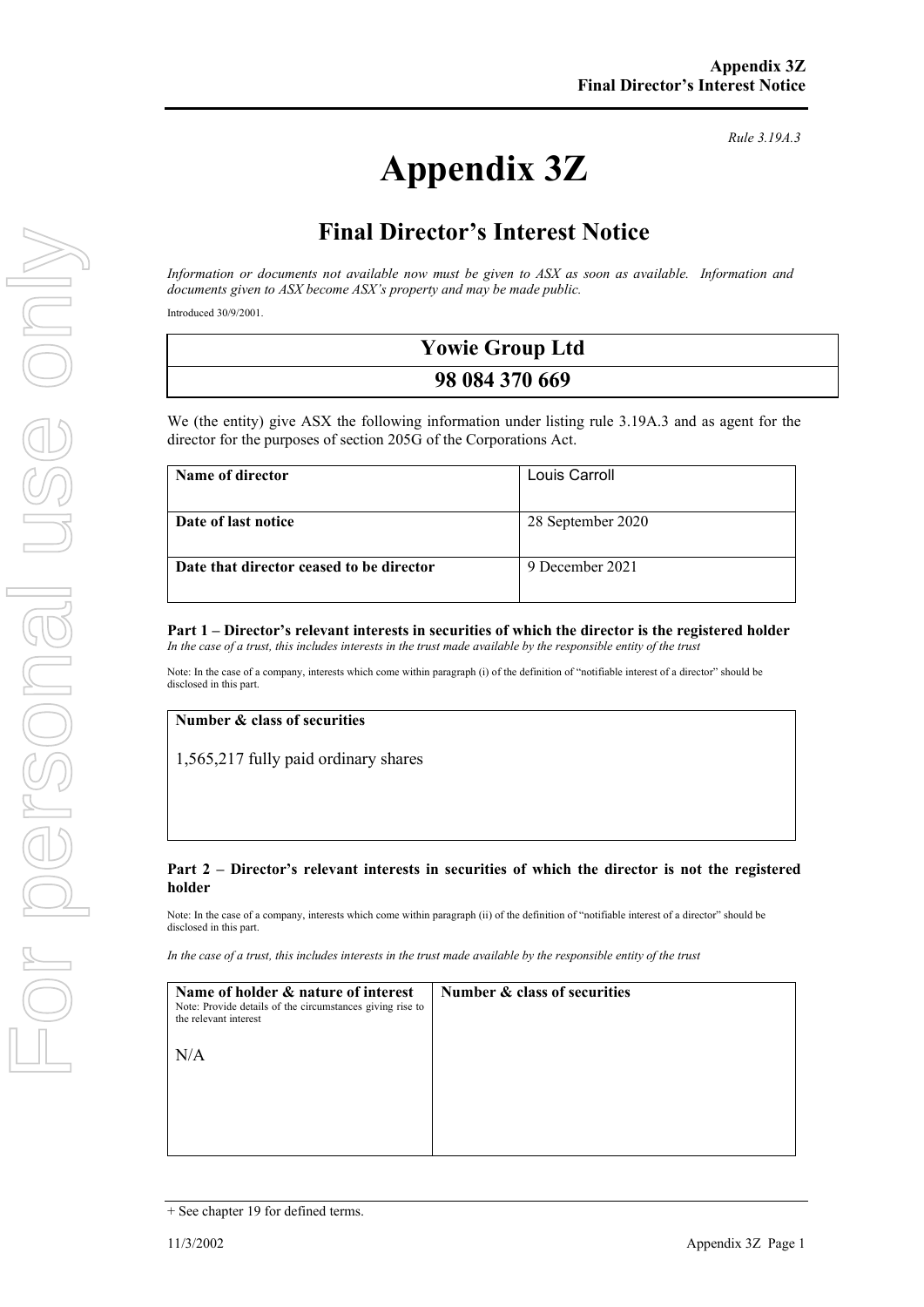*Rule 3.19A.3*

# Appendix 3Z

## Final Director's Interest Notice

*Information or documents not available now must be given to ASX as soon as available. Information and documents given to ASX become ASX's property and may be made public.*

Introduced 30/9/2001.

| Yowie Group Ltd |
|---|
| 98 084 370 669 |

We (the entity) give ASX the following information under listing rule 3.19A.3 and as agent for the director for the purposes of section 205G of the Corporations Act.

| | |
|---|---|
| **Name of director** | Louis Carroll |
| **Date of last notice** | 28 September 2020 |
| **Date that director ceased to be director** | 9 December 2021 |

**Part 1 – Director's relevant interests in securities of which the director is the registered holder**

*In the case of a trust, this includes interests in the trust made available by the responsible entity of the trust*

Note: In the case of a company, interests which come within paragraph (i) of the definition of "notifiable interest of a director" should be disclosed in this part.

| **Number & class of securities** |
|---|
| 1,565,217 fully paid ordinary shares |

**Part 2 – Director's relevant interests in securities of which the director is not the registered holder**

Note: In the case of a company, interests which come within paragraph (ii) of the definition of "notifiable interest of a director" should be disclosed in this part.

*In the case of a trust, this includes interests in the trust made available by the responsible entity of the trust*

| **Name of holder & nature of interest** Note: Provide details of the circumstances giving rise to the relevant interest | **Number & class of securities** |
|---|---|
| N/A | |

+ See chapter 19 for defined terms.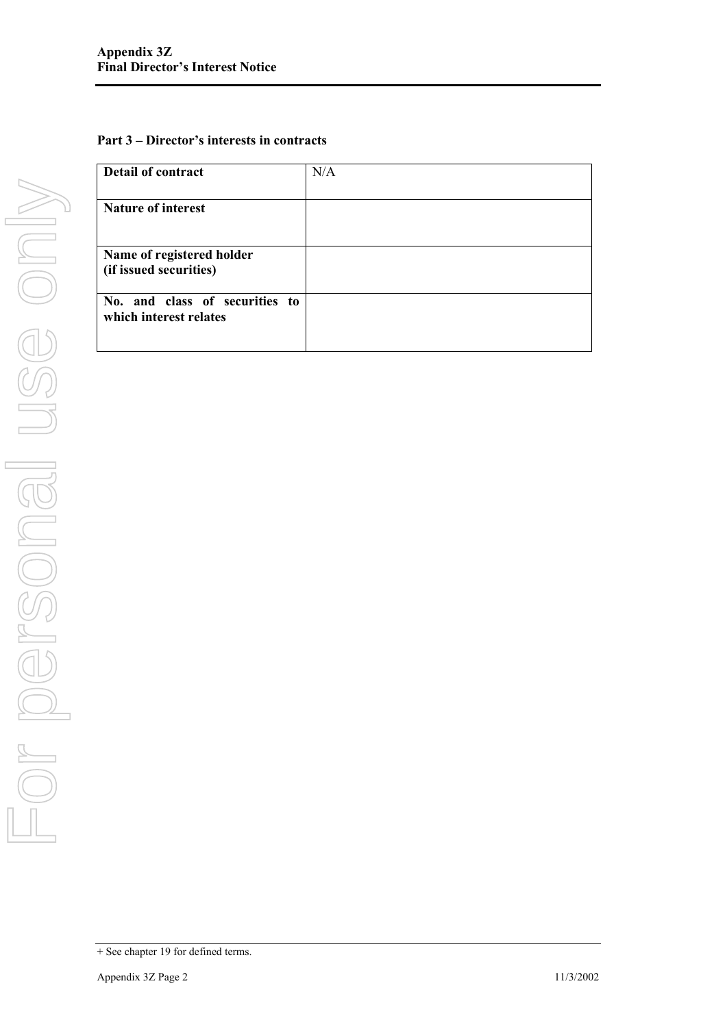## Part 3 – Director's interests in contracts

| | |
|---|---|
| **Detail of contract** | N/A |
| **Nature of interest** | |
| **Name of registered holder (if issued securities)** | |
| **No. and class of securities to which interest relates** | |

+ See chapter 19 for defined terms.